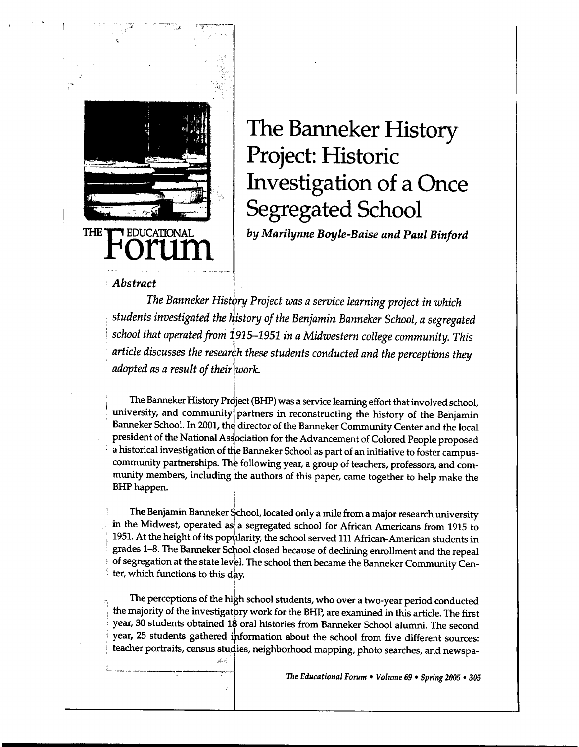# The Banneker History Project: Historic Investigation of a Once Segregated School

*by Marilynne Boyle-Baise and Paul Binford*

## Abstract

*The Banneker History Project was a service learning project in which students investigated the history of the Benjamin Banneker School, a segregated school that operated from 1915–1951 in a Midwestern college community. This article discusses the research these students conducted and the perceptions they adopted as a result of their work.*

The Banneker History Project (BHP) was a service learning effort that involved school, university, and community partners in reconstructing the history of the Benjamin Banneker School. In 2001, the director of the Banneker Community Center and the local president of the National Association for the Advancement of Colored People proposed a historical investigation of the Banneker School as part of an initiative to foster campus-community partnerships. The following year, a group of teachers, professors, and community members, including the authors of this paper, came together to help make the BHP happen.

The Benjamin Banneker School, located only a mile from a major research university in the Midwest, operated as a segregated school for African Americans from 1915 to 1951. At the height of its popularity, the school served 111 African-American students in grades 1–8. The Banneker School closed because of declining enrollment and the repeal of segregation at the state level. The school then became the Banneker Community Center, which functions to this day.

The perceptions of the high school students, who over a two-year period conducted the majority of the investigatory work for the BHP, are examined in this article. The first year, 30 students obtained 18 oral histories from Banneker School alumni. The second year, 25 students gathered information about the school from five different sources: teacher portraits, census studies, neighborhood mapping, photo searches, and newspa-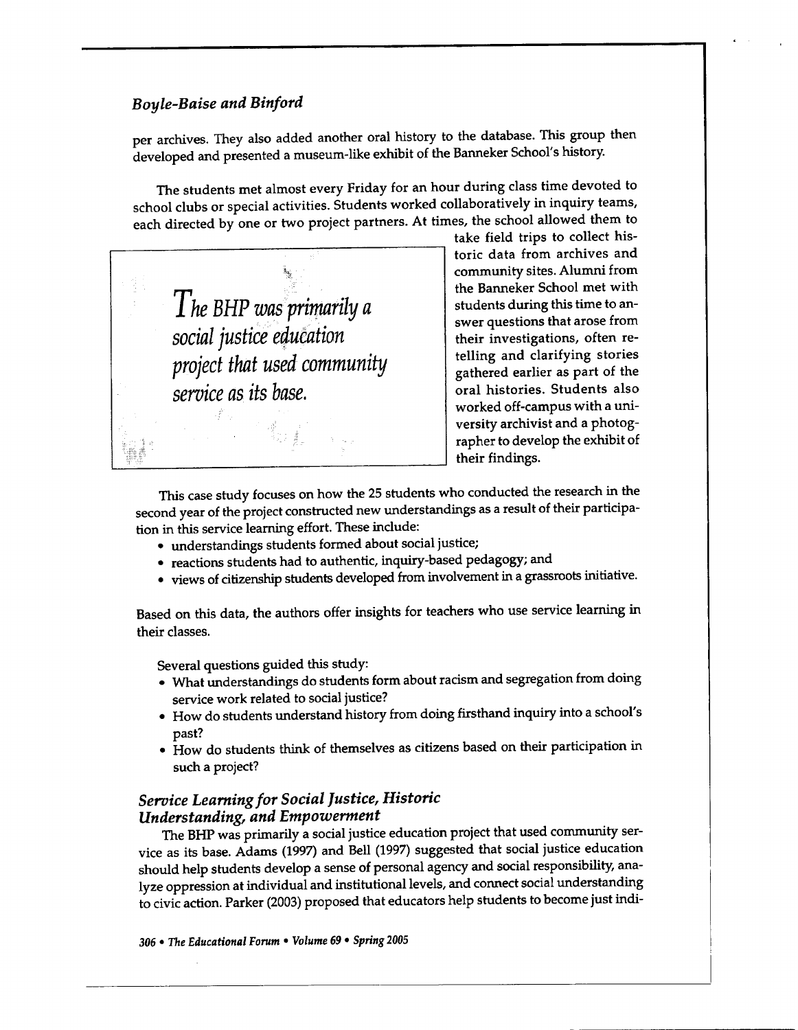per archives. They also added another oral history to the database. This group then developed and presented a museum-like exhibit of the Banneker School's history.

The students met almost every Friday for an hour during class time devoted to school clubs or special activities. Students worked collaboratively in inquiry teams, each directed by one or two project partners. At times, the school allowed them to take field trips to collect historic data from archives and community sites. Alumni from the Banneker School met with students during this time to answer questions that arose from their investigations, often retelling and clarifying stories gathered earlier as part of the oral histories. Students also worked off-campus with a university archivist and a photographer to develop the exhibit of their findings.

> *The BHP was primarily a social justice education project that used community service as its base.*

This case study focuses on how the 25 students who conducted the research in the second year of the project constructed new understandings as a result of their participation in this service learning effort. These include:

- understandings students formed about social justice;
- reactions students had to authentic, inquiry-based pedagogy; and
- views of citizenship students developed from involvement in a grassroots initiative.

Based on this data, the authors offer insights for teachers who use service learning in their classes.

Several questions guided this study:

- What understandings do students form about racism and segregation from doing service work related to social justice?
- How do students understand history from doing firsthand inquiry into a school's past?
- How do students think of themselves as citizens based on their participation in such a project?

## *Service Learning for Social Justice, Historic Understanding, and Empowerment*

The BHP was primarily a social justice education project that used community service as its base. Adams (1997) and Bell (1997) suggested that social justice education should help students develop a sense of personal agency and social responsibility, analyze oppression at individual and institutional levels, and connect social understanding to civic action. Parker (2003) proposed that educators help students to become just indi-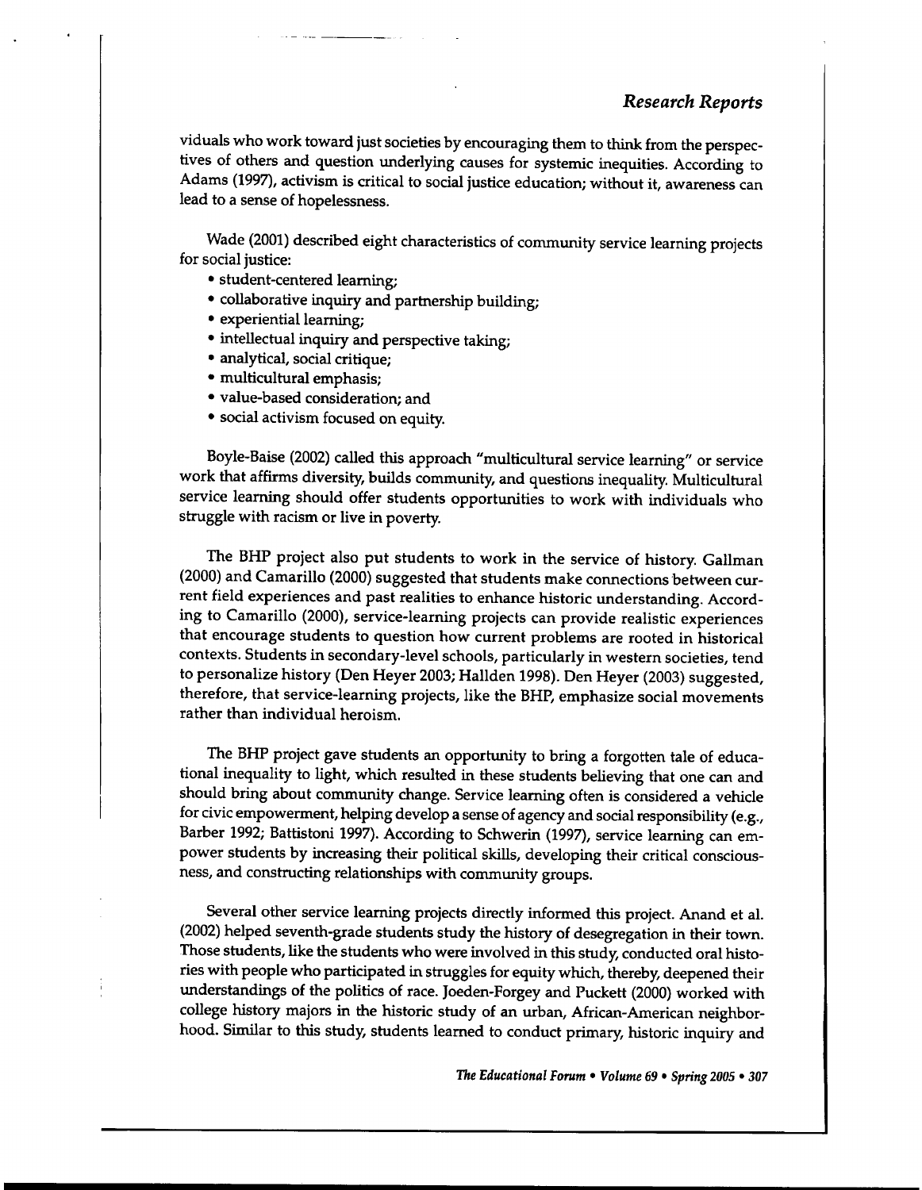viduals who work toward just societies by encouraging them to think from the perspectives of others and question underlying causes for systemic inequities. According to Adams (1997), activism is critical to social justice education; without it, awareness can lead to a sense of hopelessness.

Wade (2001) described eight characteristics of community service learning projects for social justice:

- student-centered learning;
- collaborative inquiry and partnership building;
- experiential learning;
- intellectual inquiry and perspective taking;
- analytical, social critique;
- multicultural emphasis;
- value-based consideration; and
- social activism focused on equity.

Boyle-Baise (2002) called this approach "multicultural service learning" or service work that affirms diversity, builds community, and questions inequality. Multicultural service learning should offer students opportunities to work with individuals who struggle with racism or live in poverty.

The BHP project also put students to work in the service of history. Gallman (2000) and Camarillo (2000) suggested that students make connections between current field experiences and past realities to enhance historic understanding. According to Camarillo (2000), service-learning projects can provide realistic experiences that encourage students to question how current problems are rooted in historical contexts. Students in secondary-level schools, particularly in western societies, tend to personalize history (Den Heyer 2003; Hallden 1998). Den Heyer (2003) suggested, therefore, that service-learning projects, like the BHP, emphasize social movements rather than individual heroism.

The BHP project gave students an opportunity to bring a forgotten tale of educational inequality to light, which resulted in these students believing that one can and should bring about community change. Service learning often is considered a vehicle for civic empowerment, helping develop a sense of agency and social responsibility (e.g., Barber 1992; Battistoni 1997). According to Schwerin (1997), service learning can empower students by increasing their political skills, developing their critical consciousness, and constructing relationships with community groups.

Several other service learning projects directly informed this project. Anand et al. (2002) helped seventh-grade students study the history of desegregation in their town. Those students, like the students who were involved in this study, conducted oral histories with people who participated in struggles for equity which, thereby, deepened their understandings of the politics of race. Joeden-Forgey and Puckett (2000) worked with college history majors in the historic study of an urban, African-American neighborhood. Similar to this study, students learned to conduct primary, historic inquiry and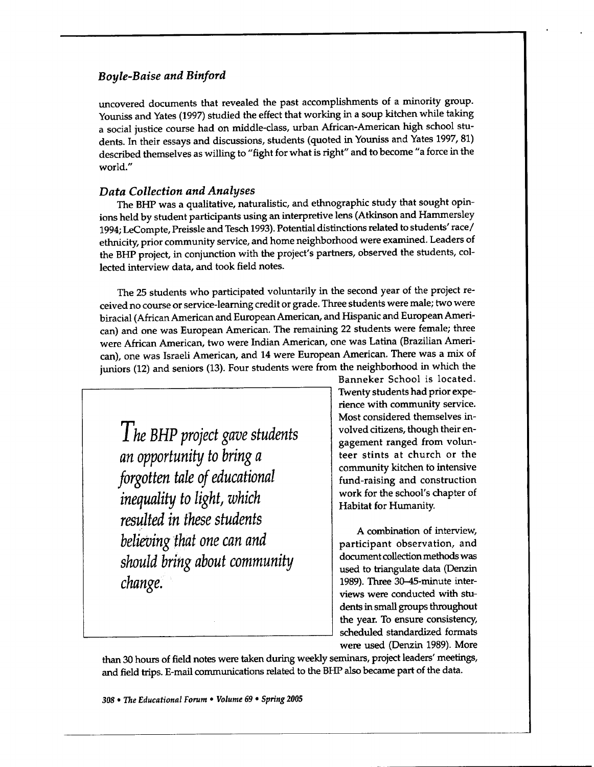uncovered documents that revealed the past accomplishments of a minority group. Youniss and Yates (1997) studied the effect that working in a soup kitchen while taking a social justice course had on middle-class, urban African-American high school students. In their essays and discussions, students (quoted in Youniss and Yates 1997, 81) described themselves as willing to "fight for what is right" and to become "a force in the world."

### *Data Collection and Analyses*

The BHP was a qualitative, naturalistic, and ethnographic study that sought opinions held by student participants using an interpretive lens (Atkinson and Hammersley 1994; LeCompte, Preissle and Tesch 1993). Potential distinctions related to students' race/ethnicity, prior community service, and home neighborhood were examined. Leaders of the BHP project, in conjunction with the project's partners, observed the students, collected interview data, and took field notes.

The 25 students who participated voluntarily in the second year of the project received no course or service-learning credit or grade. Three students were male; two were biracial (African American and European American, and Hispanic and European American) and one was European American. The remaining 22 students were female; three were African American, two were Indian American, one was Latina (Brazilian American), one was Israeli American, and 14 were European American. There was a mix of juniors (12) and seniors (13). Four students were from the neighborhood in which the Banneker School is located. Twenty students had prior experience with community service. Most considered themselves involved citizens, though their engagement ranged from volunteer stints at church or the community kitchen to intensive fund-raising and construction work for the school's chapter of Habitat for Humanity.

> *The BHP project gave students an opportunity to bring a forgotten tale of educational inequality to light, which resulted in these students believing that one can and should bring about community change.*

A combination of interview, participant observation, and document collection methods was used to triangulate data (Denzin 1989). Three 30–45-minute interviews were conducted with students in small groups throughout the year. To ensure consistency, scheduled standardized formats were used (Denzin 1989). More than 30 hours of field notes were taken during weekly seminars, project leaders' meetings, and field trips. E-mail communications related to the BHP also became part of the data.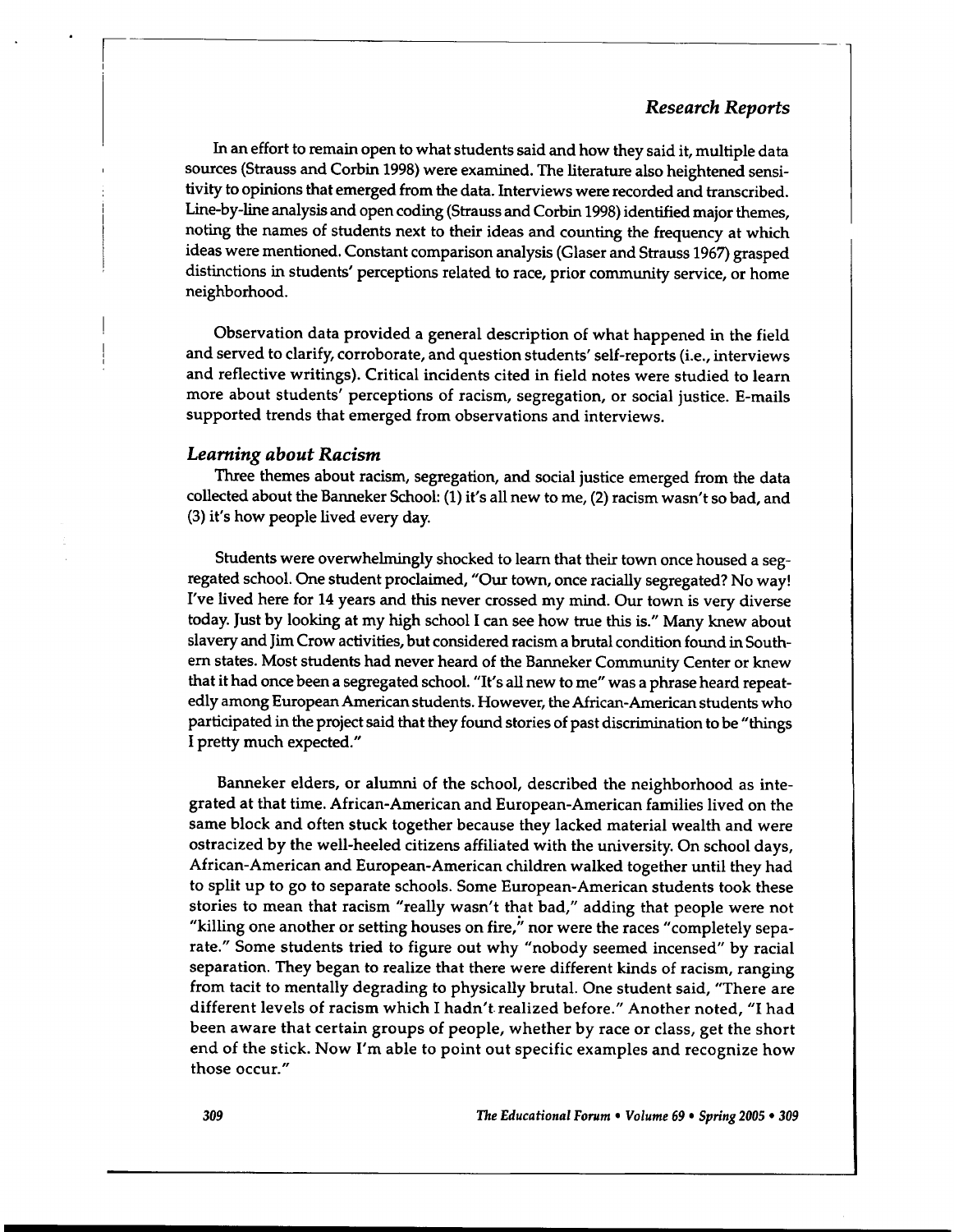In an effort to remain open to what students said and how they said it, multiple data sources (Strauss and Corbin 1998) were examined. The literature also heightened sensitivity to opinions that emerged from the data. Interviews were recorded and transcribed. Line-by-line analysis and open coding (Strauss and Corbin 1998) identified major themes, noting the names of students next to their ideas and counting the frequency at which ideas were mentioned. Constant comparison analysis (Glaser and Strauss 1967) grasped distinctions in students' perceptions related to race, prior community service, or home neighborhood.

Observation data provided a general description of what happened in the field and served to clarify, corroborate, and question students' self-reports (i.e., interviews and reflective writings). Critical incidents cited in field notes were studied to learn more about students' perceptions of racism, segregation, or social justice. E-mails supported trends that emerged from observations and interviews.

### *Learning about Racism*

Three themes about racism, segregation, and social justice emerged from the data collected about the Banneker School: (1) it's all new to me, (2) racism wasn't so bad, and (3) it's how people lived every day.

Students were overwhelmingly shocked to learn that their town once housed a segregated school. One student proclaimed, "Our town, once racially segregated? No way! I've lived here for 14 years and this never crossed my mind. Our town is very diverse today. Just by looking at my high school I can see how true this is." Many knew about slavery and Jim Crow activities, but considered racism a brutal condition found in Southern states. Most students had never heard of the Banneker Community Center or knew that it had once been a segregated school. "It's all new to me" was a phrase heard repeatedly among European American students. However, the African-American students who participated in the project said that they found stories of past discrimination to be "things I pretty much expected."

Banneker elders, or alumni of the school, described the neighborhood as integrated at that time. African-American and European-American families lived on the same block and often stuck together because they lacked material wealth and were ostracized by the well-heeled citizens affiliated with the university. On school days, African-American and European-American children walked together until they had to split up to go to separate schools. Some European-American students took these stories to mean that racism "really wasn't that bad," adding that people were not "killing one another or setting houses on fire," nor were the races "completely separate." Some students tried to figure out why "nobody seemed incensed" by racial separation. They began to realize that there were different kinds of racism, ranging from tacit to mentally degrading to physically brutal. One student said, "There are different levels of racism which I hadn't realized before." Another noted, "I had been aware that certain groups of people, whether by race or class, get the short end of the stick. Now I'm able to point out specific examples and recognize how those occur."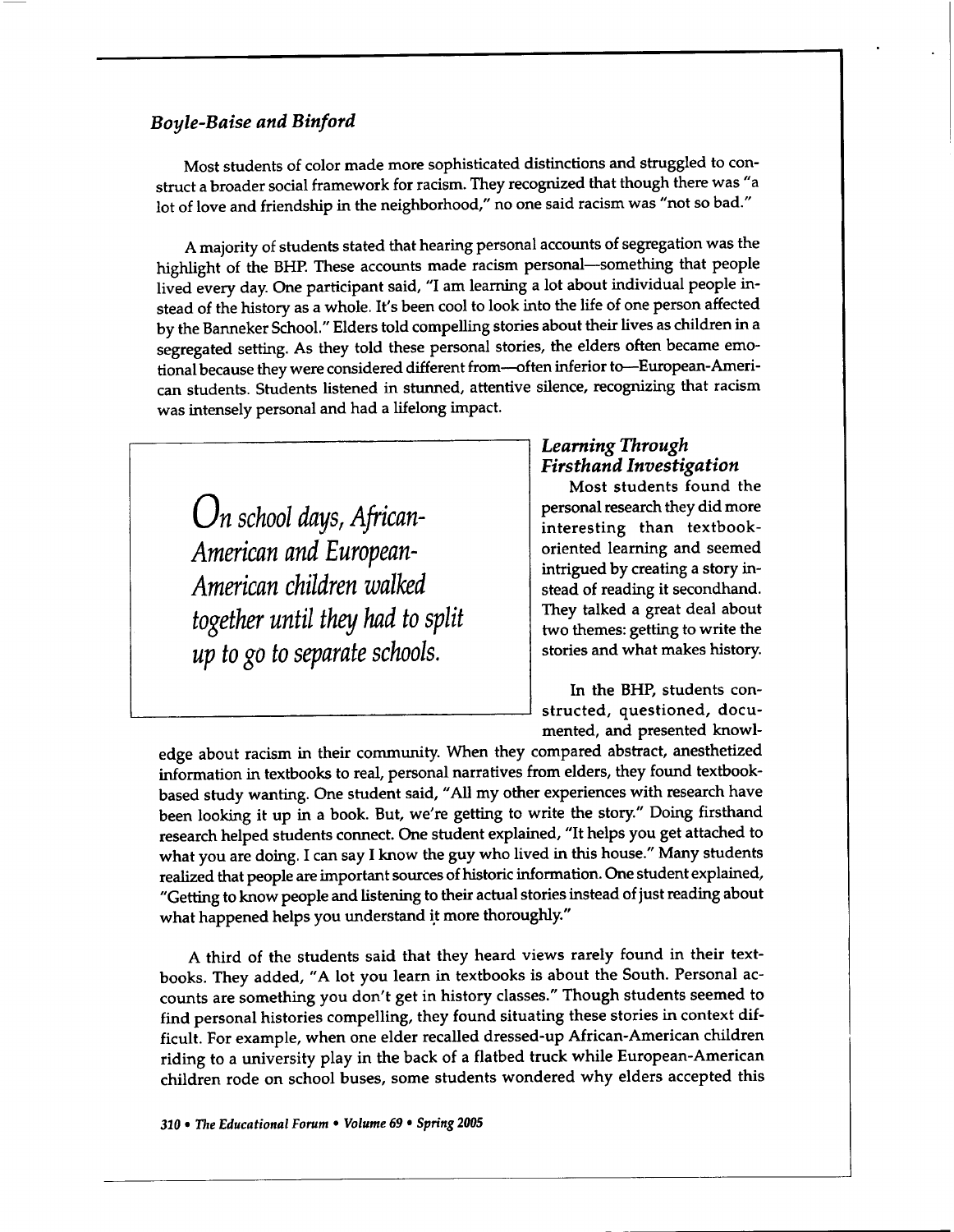Most students of color made more sophisticated distinctions and struggled to construct a broader social framework for racism. They recognized that though there was "a lot of love and friendship in the neighborhood," no one said racism was "not so bad."

A majority of students stated that hearing personal accounts of segregation was the highlight of the BHP. These accounts made racism personal—something that people lived every day. One participant said, "I am learning a lot about individual people instead of the history as a whole. It's been cool to look into the life of one person affected by the Banneker School." Elders told compelling stories about their lives as children in a segregated setting. As they told these personal stories, the elders often became emotional because they were considered different from—often inferior to—European-American students. Students listened in stunned, attentive silence, recognizing that racism was intensely personal and had a lifelong impact.

> *On school days, African-American and European-American children walked together until they had to split up to go to separate schools.*

### *Learning Through Firsthand Investigation*

Most students found the personal research they did more interesting than textbook-oriented learning and seemed intrigued by creating a story instead of reading it secondhand. They talked a great deal about two themes: getting to write the stories and what makes history.

In the BHP, students constructed, questioned, documented, and presented knowledge about racism in their community. When they compared abstract, anesthetized information in textbooks to real, personal narratives from elders, they found textbook-based study wanting. One student said, "All my other experiences with research have been looking it up in a book. But, we're getting to write the story." Doing firsthand research helped students connect. One student explained, "It helps you get attached to what you are doing. I can say I know the guy who lived in this house." Many students realized that people are important sources of historic information. One student explained, "Getting to know people and listening to their actual stories instead of just reading about what happened helps you understand it more thoroughly."

A third of the students said that they heard views rarely found in their textbooks. They added, "A lot you learn in textbooks is about the South. Personal accounts are something you don't get in history classes." Though students seemed to find personal histories compelling, they found situating these stories in context difficult. For example, when one elder recalled dressed-up African-American children riding to a university play in the back of a flatbed truck while European-American children rode on school buses, some students wondered why elders accepted this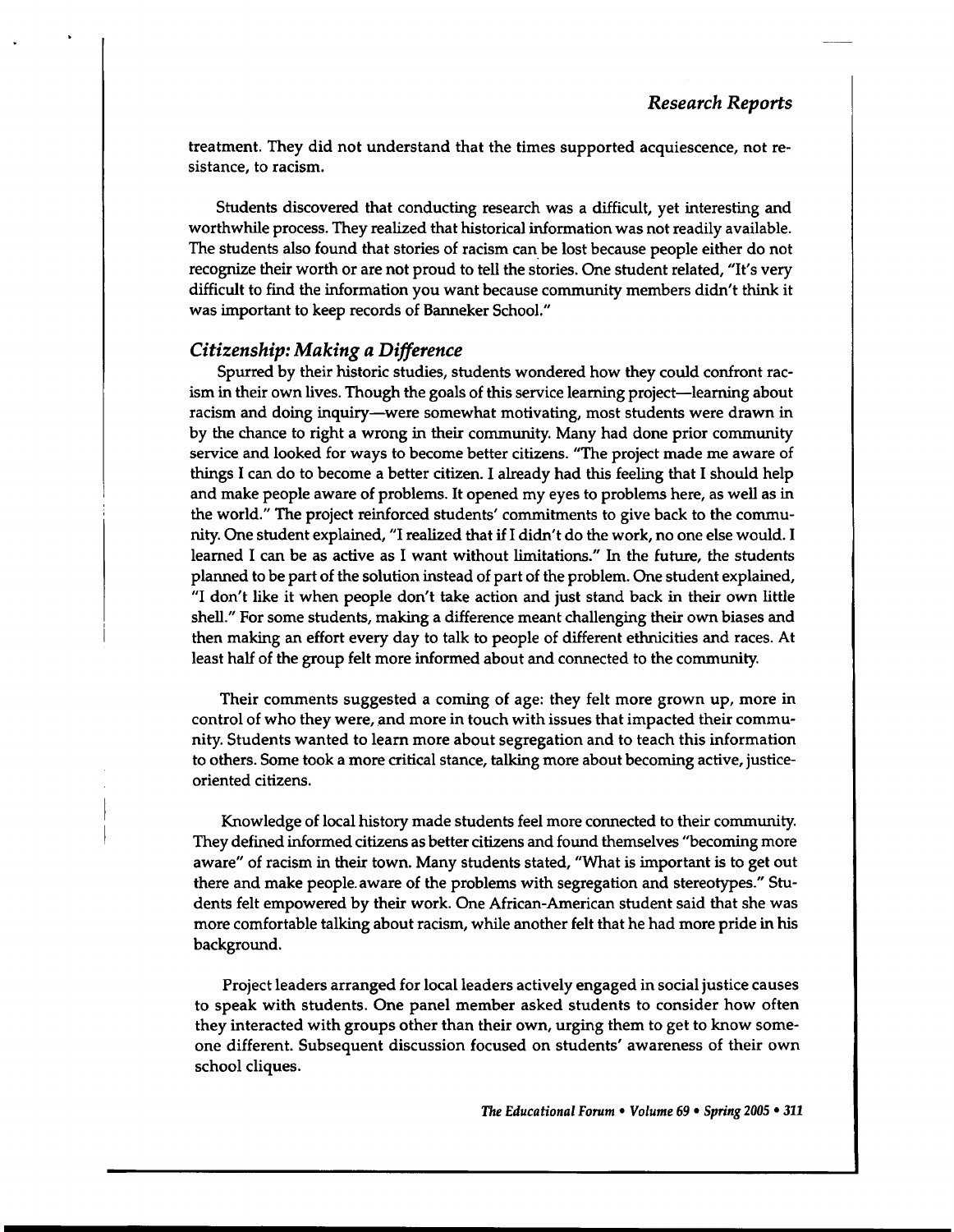treatment. They did not understand that the times supported acquiescence, not resistance, to racism.

Students discovered that conducting research was a difficult, yet interesting and worthwhile process. They realized that historical information was not readily available. The students also found that stories of racism can be lost because people either do not recognize their worth or are not proud to tell the stories. One student related, "It's very difficult to find the information you want because community members didn't think it was important to keep records of Banneker School."

### *Citizenship: Making a Difference*

Spurred by their historic studies, students wondered how they could confront racism in their own lives. Though the goals of this service learning project—learning about racism and doing inquiry—were somewhat motivating, most students were drawn in by the chance to right a wrong in their community. Many had done prior community service and looked for ways to become better citizens. "The project made me aware of things I can do to become a better citizen. I already had this feeling that I should help and make people aware of problems. It opened my eyes to problems here, as well as in the world." The project reinforced students' commitments to give back to the community. One student explained, "I realized that if I didn't do the work, no one else would. I learned I can be as active as I want without limitations." In the future, the students planned to be part of the solution instead of part of the problem. One student explained, "I don't like it when people don't take action and just stand back in their own little shell." For some students, making a difference meant challenging their own biases and then making an effort every day to talk to people of different ethnicities and races. At least half of the group felt more informed about and connected to the community.

Their comments suggested a coming of age: they felt more grown up, more in control of who they were, and more in touch with issues that impacted their community. Students wanted to learn more about segregation and to teach this information to others. Some took a more critical stance, talking more about becoming active, justice-oriented citizens.

Knowledge of local history made students feel more connected to their community. They defined informed citizens as better citizens and found themselves "becoming more aware" of racism in their town. Many students stated, "What is important is to get out there and make people aware of the problems with segregation and stereotypes." Students felt empowered by their work. One African-American student said that she was more comfortable talking about racism, while another felt that he had more pride in his background.

Project leaders arranged for local leaders actively engaged in social justice causes to speak with students. One panel member asked students to consider how often they interacted with groups other than their own, urging them to get to know someone different. Subsequent discussion focused on students' awareness of their own school cliques.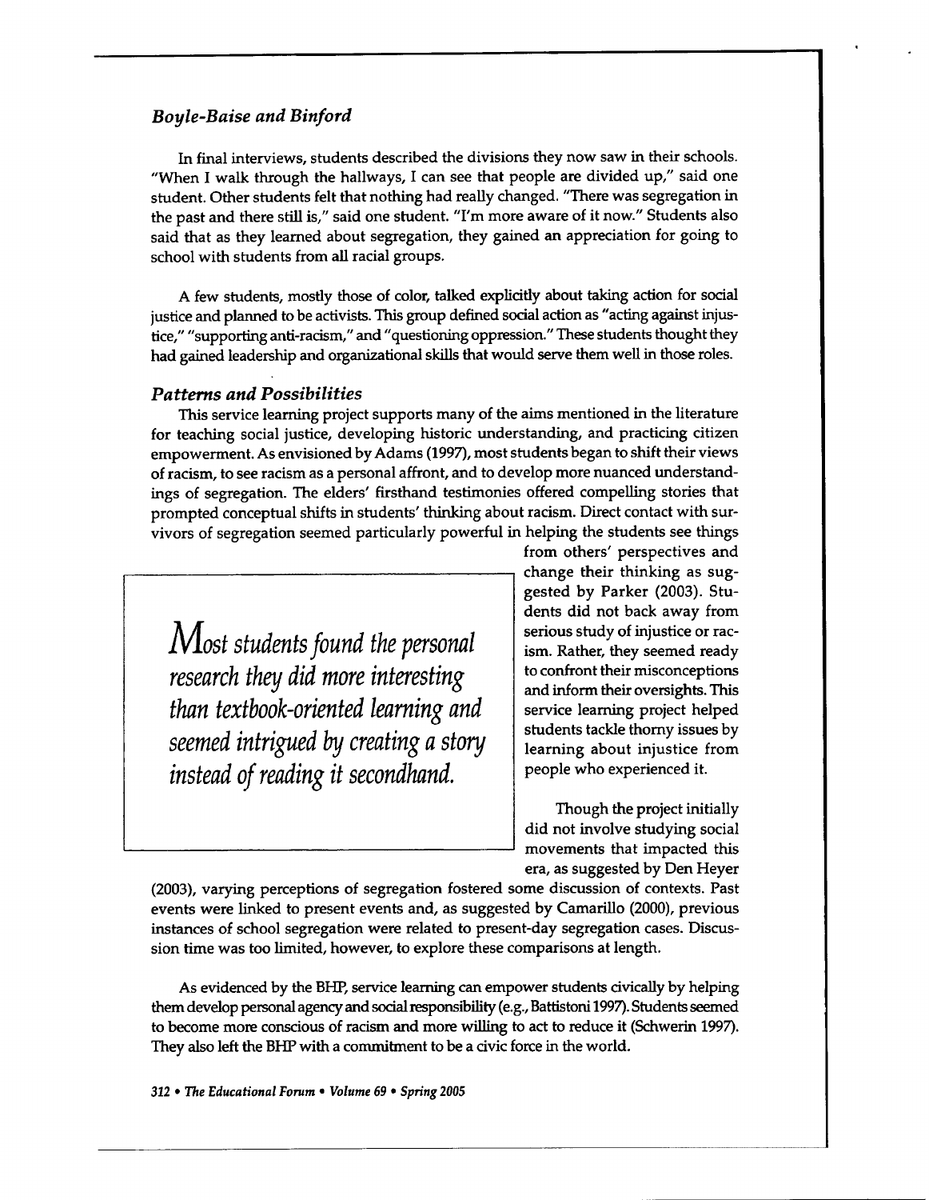In final interviews, students described the divisions they now saw in their schools. "When I walk through the hallways, I can see that people are divided up," said one student. Other students felt that nothing had really changed. "There was segregation in the past and there still is," said one student. "I'm more aware of it now." Students also said that as they learned about segregation, they gained an appreciation for going to school with students from all racial groups.

A few students, mostly those of color, talked explicitly about taking action for social justice and planned to be activists. This group defined social action as "acting against injustice," "supporting anti-racism," and "questioning oppression." These students thought they had gained leadership and organizational skills that would serve them well in those roles.

### *Patterns and Possibilities*

This service learning project supports many of the aims mentioned in the literature for teaching social justice, developing historic understanding, and practicing citizen empowerment. As envisioned by Adams (1997), most students began to shift their views of racism, to see racism as a personal affront, and to develop more nuanced understandings of segregation. The elders' firsthand testimonies offered compelling stories that prompted conceptual shifts in students' thinking about racism. Direct contact with survivors of segregation seemed particularly powerful in helping the students see things from others' perspectives and change their thinking as suggested by Parker (2003). Students did not back away from serious study of injustice or racism. Rather, they seemed ready to confront their misconceptions and inform their oversights. This service learning project helped students tackle thorny issues by learning about injustice from people who experienced it.

> *Most students found the personal research they did more interesting than textbook-oriented learning and seemed intrigued by creating a story instead of reading it secondhand.*

Though the project initially did not involve studying social movements that impacted this era, as suggested by Den Heyer (2003), varying perceptions of segregation fostered some discussion of contexts. Past events were linked to present events and, as suggested by Camarillo (2000), previous instances of school segregation were related to present-day segregation cases. Discussion time was too limited, however, to explore these comparisons at length.

As evidenced by the BHP, service learning can empower students civically by helping them develop personal agency and social responsibility (e.g., Battistoni 1997). Students seemed to become more conscious of racism and more willing to act to reduce it (Schwerin 1997). They also left the BHP with a commitment to be a civic force in the world.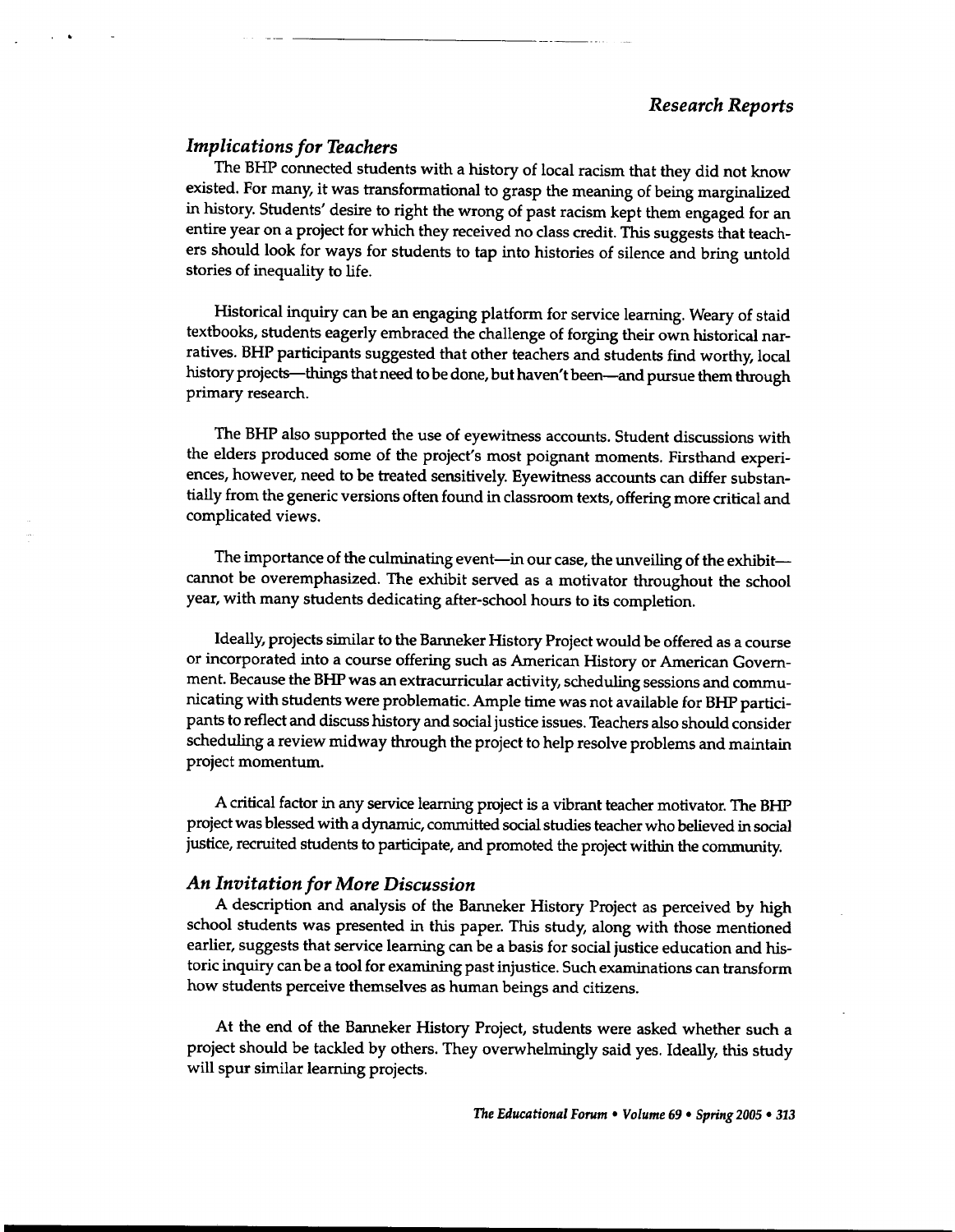### *Implications for Teachers*

The BHP connected students with a history of local racism that they did not know existed. For many, it was transformational to grasp the meaning of being marginalized in history. Students' desire to right the wrong of past racism kept them engaged for an entire year on a project for which they received no class credit. This suggests that teachers should look for ways for students to tap into histories of silence and bring untold stories of inequality to life.

Historical inquiry can be an engaging platform for service learning. Weary of staid textbooks, students eagerly embraced the challenge of forging their own historical narratives. BHP participants suggested that other teachers and students find worthy, local history projects—things that need to be done, but haven't been—and pursue them through primary research.

The BHP also supported the use of eyewitness accounts. Student discussions with the elders produced some of the project's most poignant moments. Firsthand experiences, however, need to be treated sensitively. Eyewitness accounts can differ substantially from the generic versions often found in classroom texts, offering more critical and complicated views.

The importance of the culminating event—in our case, the unveiling of the exhibit—cannot be overemphasized. The exhibit served as a motivator throughout the school year, with many students dedicating after-school hours to its completion.

Ideally, projects similar to the Banneker History Project would be offered as a course or incorporated into a course offering such as American History or American Government. Because the BHP was an extracurricular activity, scheduling sessions and communicating with students were problematic. Ample time was not available for BHP participants to reflect and discuss history and social justice issues. Teachers also should consider scheduling a review midway through the project to help resolve problems and maintain project momentum.

A critical factor in any service learning project is a vibrant teacher motivator. The BHP project was blessed with a dynamic, committed social studies teacher who believed in social justice, recruited students to participate, and promoted the project within the community.

### *An Invitation for More Discussion*

A description and analysis of the Banneker History Project as perceived by high school students was presented in this paper. This study, along with those mentioned earlier, suggests that service learning can be a basis for social justice education and historic inquiry can be a tool for examining past injustice. Such examinations can transform how students perceive themselves as human beings and citizens.

At the end of the Banneker History Project, students were asked whether such a project should be tackled by others. They overwhelmingly said yes. Ideally, this study will spur similar learning projects.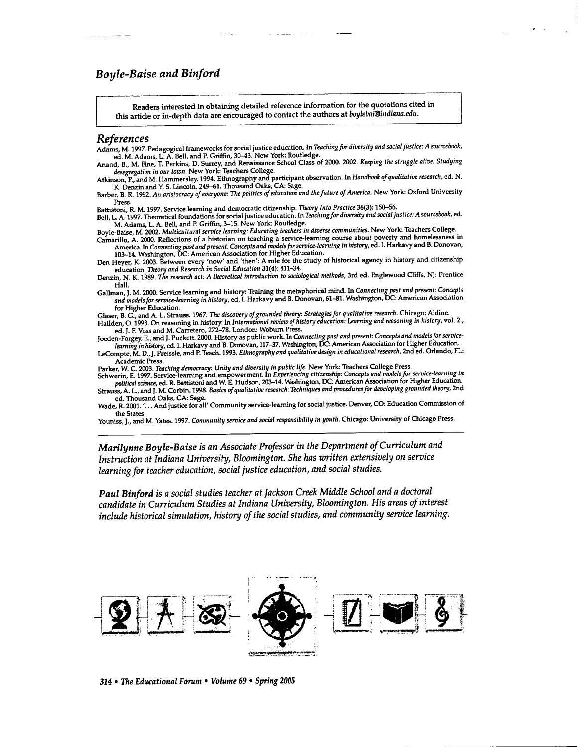Readers interested in obtaining detailed reference information for the quotations cited in this article or in-depth data are encouraged to contact the authors at *boylebai@indiana.edu*.

## References

Adams, M. 1997. Pedagogical frameworks for social justice education. In *Teaching for diversity and social justice: A sourcebook*, ed. M. Adams, L. A. Bell, and P. Griffin, 30–43. New York: Routledge.

Anand, B., M. Fine, T. Perkins, D. Surrey, and Renaissance School Class of 2000. 2002. *Keeping the struggle alive: Studying desegregation in our town*. New York: Teachers College.

Atkinson, P., and M. Hammersley. 1994. Ethnography and participant observation. In *Handbook of qualitative research*, ed. N. K. Denzin and Y. S. Lincoln, 249–61. Thousand Oaks, CA: Sage.

Barber, B. R. 1992. *An aristocracy of everyone: The politics of education and the future of America*. New York: Oxford University Press.

Battistoni, R. M. 1997. Service learning and democratic citizenship. *Theory Into Practice* 36(3): 150–56.

Bell, L. A. 1997. Theoretical foundations for social justice education. In *Teaching for diversity and social justice: A sourcebook*, ed. M. Adams, L. A. Bell, and P. Griffin, 3–15. New York: Routledge.

Boyle-Baise, M. 2002. *Multicultural service learning: Educating teachers in diverse communities*. New York: Teachers College.

Camarillo, A. 2000. Reflections of a historian on teaching a service-learning course about poverty and homelessness in America. In *Connecting past and present: Concepts and models for service-learning in history*, ed. I. Harkavy and B. Donovan, 103–14. Washington, DC: American Association for Higher Education.

Den Heyer, K. 2003. Between every 'now' and 'then': A role for the study of historical agency in history and citizenship education. *Theory and Research in Social Education* 31(4): 411–34.

Denzin, N. K. 1989. *The research act: A theoretical introduction to sociological methods*, 3rd ed. Englewood Cliffs, NJ: Prentice Hall.

Gallman, J. M. 2000. Service learning and history: Training the metaphorical mind. In *Connecting past and present: Concepts and models for service-learning in history*, ed. I. Harkavy and B. Donovan, 61–81. Washington, DC: American Association for Higher Education.

Glaser, B. G., and A. L. Strauss. 1967. *The discovery of grounded theory: Strategies for qualitative research*. Chicago: Aldine.

Hallden, O. 1998. On reasoning in history. In *International review of history education: Learning and reasoning in history*, vol. 2, ed. J. F. Voss and M. Carretero, 272–78. London: Woburn Press.

Joeden-Forgey, E., and J. Puckett. 2000. History as public work. In *Connecting past and present: Concepts and models for service-learning in history*, ed. I. Harkavy and B. Donovan, 117–37. Washington, DC: American Association for Higher Education.

LeCompte, M. D., J. Preissle, and P. Tesch. 1993. *Ethnography and qualitative design in educational research*, 2nd ed. Orlando, FL: Academic Press.

Parker, W. C. 2003. *Teaching democracy: Unity and diversity in public life*. New York: Teachers College Press.

Schwerin, E. 1997. Service-learning and empowerment. In *Experiencing citizenship: Concepts and models for service-learning in political science*, ed. R. Battistoni and W. E. Hudson, 203–14. Washington, DC: American Association for Higher Education.

Strauss, A. L., and J. M. Corbin. 1998. *Basics of qualitative research: Techniques and procedures for developing grounded theory*, 2nd ed. Thousand Oaks, CA: Sage.

Wade, R. 2001. '. . . And justice for all' Community service-learning for social justice. Denver, CO: Education Commission of the States.

Youniss, J., and M. Yates. 1997. *Community service and social responsibility in youth*. Chicago: University of Chicago Press.

---

***Marilynne Boyle-Baise** is an Associate Professor in the Department of Curriculum and Instruction at Indiana University, Bloomington. She has written extensively on service learning for teacher education, social justice education, and social studies.*

***Paul Binford** is a social studies teacher at Jackson Creek Middle School and a doctoral candidate in Curriculum Studies at Indiana University, Bloomington. His areas of interest include historical simulation, history of the social studies, and community service learning.*